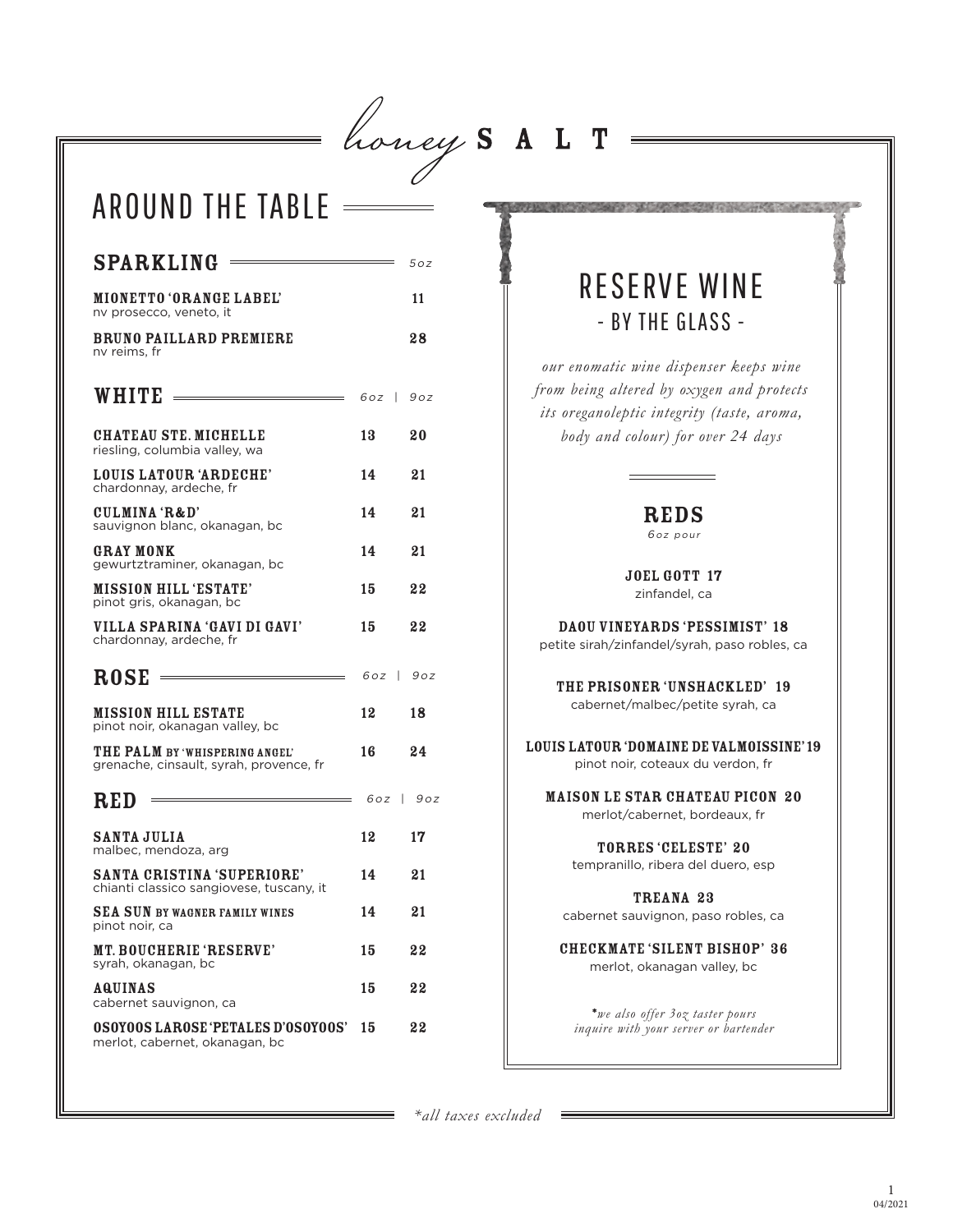# honey SALT

## AROUND THE TABLE

### SPARKLING

| | 5oz |
|---|---|
| **MIONETTO 'ORANGE LABEL'**<br>nv prosecco, veneto, it | 11 |
| **BRUNO PAILLARD PREMIERE**<br>nv reims, fr | 28 |

### WHITE

| | 6oz | 9oz |
|---|---|---|
| **CHATEAU STE. MICHELLE**<br>riesling, columbia valley, wa | 13 | 20 |
| **LOUIS LATOUR 'ARDECHE'**<br>chardonnay, ardeche, fr | 14 | 21 |
| **CULMINA 'R&D'**<br>sauvignon blanc, okanagan, bc | 14 | 21 |
| **GRAY MONK**<br>gewurtztraminer, okanagan, bc | 14 | 21 |
| **MISSION HILL 'ESTATE'**<br>pinot gris, okanagan, bc | 15 | 22 |
| **VILLA SPARINA 'GAVI DI GAVI'**<br>chardonnay, ardeche, fr | 15 | 22 |

### ROSE

| | 6oz | 9oz |
|---|---|---|
| **MISSION HILL ESTATE**<br>pinot noir, okanagan valley, bc | 12 | 18 |
| **THE PALM** BY 'WHISPERING ANGEL'<br>grenache, cinsault, syrah, provence, fr | 16 | 24 |

### RED

| | 6oz | 9oz |
|---|---|---|
| **SANTA JULIA**<br>malbec, mendoza, arg | 12 | 17 |
| **SANTA CRISTINA 'SUPERIORE'**<br>chianti classico sangiovese, tuscany, it | 14 | 21 |
| **SEA SUN** BY WAGNER FAMILY WINES<br>pinot noir, ca | 14 | 21 |
| **MT. BOUCHERIE 'RESERVE'**<br>syrah, okanagan, bc | 15 | 22 |
| **AQUINAS**<br>cabernet sauvignon, ca | 15 | 22 |
| **OSOYOOS LAROSE 'PETALES D'OSOYOOS'**<br>merlot, cabernet, okanagan, bc | 15 | 22 |

## RESERVE WINE
### - BY THE GLASS -

*our enomatic wine dispenser keeps wine from being altered by oxygen and protects its oreganoleptic integrity (taste, aroma, body and colour) for over 24 days*

### REDS
*6oz pour*

**JOEL GOTT 17**
zinfandel, ca

**DAOU VINEYARDS 'PESSIMIST' 18**
petite sirah/zinfandel/syrah, paso robles, ca

**THE PRISONER 'UNSHACKLED' 19**
cabernet/malbec/petite syrah, ca

**LOUIS LATOUR 'DOMAINE DE VALMOISSINE' 19**
pinot noir, coteaux du verdon, fr

**MAISON LE STAR CHATEAU PICON 20**
merlot/cabernet, bordeaux, fr

**TORRES 'CELESTE' 20**
tempranillo, ribera del duero, esp

**TREANA 23**
cabernet sauvignon, paso robles, ca

**CHECKMATE 'SILENT BISHOP' 36**
merlot, okanagan valley, bc

**we also offer 3oz taster pours inquire with your server or bartender*

**all taxes excluded*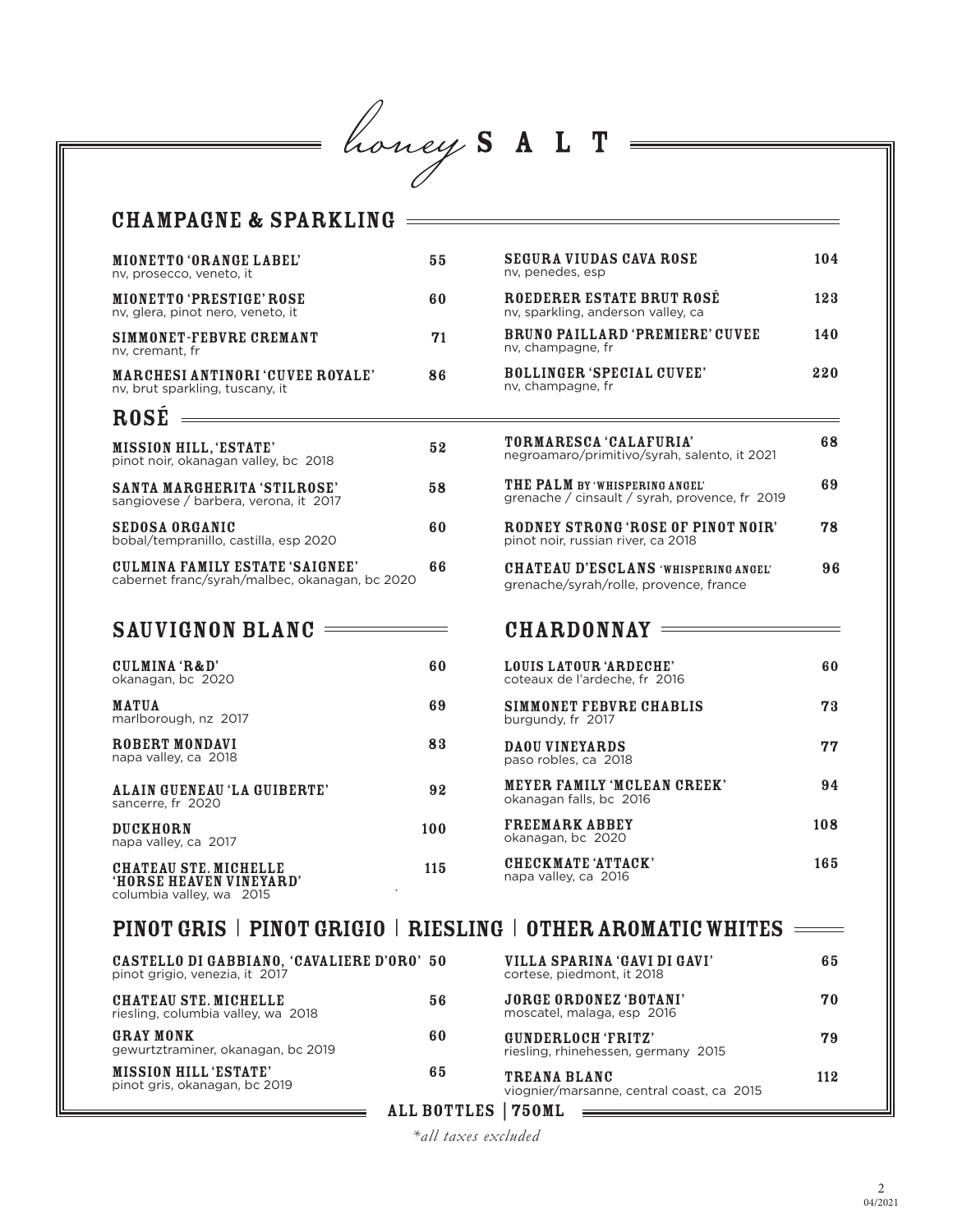# honey SALT

## CHAMPAGNE & SPARKLING

**MIONETTO 'ORANGE LABEL'** — 55
nv, prosecco, veneto, it

**MIONETTO 'PRESTIGE' ROSE** — 60
nv, glera, pinot nero, veneto, it

**SIMMONET-FEBVRE CREMANT** — 71
nv, cremant, fr

**MARCHESI ANTINORI 'CUVEE ROYALE'** — 86
nv, brut sparkling, tuscany, it

**SEGURA VIUDAS CAVA ROSE** — 104
nv, penedes, esp

**ROEDERER ESTATE BRUT ROSÉ** — 123
nv, sparkling, anderson valley, ca

**BRUNO PAILLARD 'PREMIERE' CUVEE** — 140
nv, champagne, fr

**BOLLINGER 'SPECIAL CUVEE'** — 220
nv, champagne, fr

## ROSÉ

**MISSION HILL, 'ESTATE'** — 52
pinot noir, okanagan valley, bc 2018

**SANTA MARGHERITA 'STILROSE'** — 58
sangiovese / barbera, verona, it 2017

**SEDOSA ORGANIC** — 60
bobal/tempranillo, castilla, esp 2020

**CULMINA FAMILY ESTATE 'SAIGNEE'** — 66
cabernet franc/syrah/malbec, okanagan, bc 2020

**TORMARESCA 'CALAFURIA'** — 68
negroamaro/primitivo/syrah, salento, it 2021

**THE PALM BY 'WHISPERING ANGEL'** — 69
grenache / cinsault / syrah, provence, fr 2019

**RODNEY STRONG 'ROSE OF PINOT NOIR'** — 78
pinot noir, russian river, ca 2018

**CHATEAU D'ESCLANS 'WHISPERING ANGEL'** — 96
grenache/syrah/rolle, provence, france

## SAUVIGNON BLANC

**CULMINA 'R&D'** — 60
okanagan, bc 2020

**MATUA** — 69
marlborough, nz 2017

**ROBERT MONDAVI** — 83
napa valley, ca 2018

**ALAIN GUENEAU 'LA GUIBERTE'** — 92
sancerre, fr 2020

**DUCKHORN** — 100
napa valley, ca 2017

**CHATEAU STE. MICHELLE 'HORSE HEAVEN VINEYARD'** — 115
columbia valley, wa 2015

## CHARDONNAY

**LOUIS LATOUR 'ARDECHE'** — 60
coteaux de l'ardeche, fr 2016

**SIMMONET FEBVRE CHABLIS** — 73
burgundy, fr 2017

**DAOU VINEYARDS** — 77
paso robles, ca 2018

**MEYER FAMILY 'MCLEAN CREEK'** — 94
okanagan falls, bc 2016

**FREEMARK ABBEY** — 108
okanagan, bc 2020

**CHECKMATE 'ATTACK'** — 165
napa valley, ca 2016

## PINOT GRIS | PINOT GRIGIO | RIESLING | OTHER AROMATIC WHITES

**CASTELLO DI GABBIANO, 'CAVALIERE D'ORO'** — 50
pinot grigio, venezia, it 2017

**CHATEAU STE. MICHELLE** — 56
riesling, columbia valley, wa 2018

**GRAY MONK** — 60
gewurtztraminer, okanagan, bc 2019

**MISSION HILL 'ESTATE'** — 65
pinot gris, okanagan, bc 2019

**VILLA SPARINA 'GAVI DI GAVI'** — 65
cortese, piedmont, it 2018

**JORGE ORDONEZ 'BOTANI'** — 70
moscatel, malaga, esp 2016

**GUNDERLOCH 'FRITZ'** — 79
riesling, rhinehessen, germany 2015

**TREANA BLANC** — 112
viognier/marsanne, central coast, ca 2015

**ALL BOTTLES | 750ML**

*\*all taxes excluded*

04/2021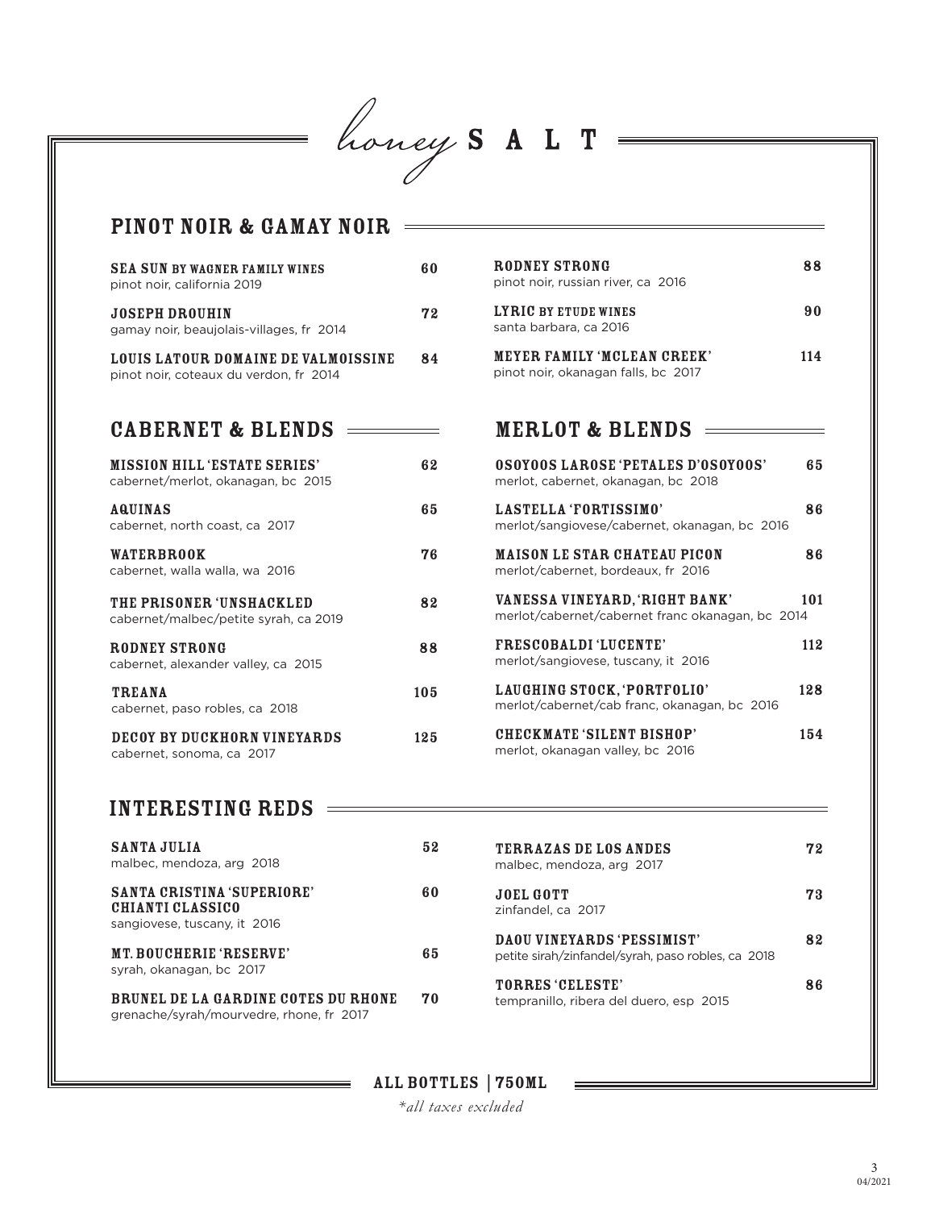# honey SALT

## PINOT NOIR & GAMAY NOIR

**SEA SUN BY WAGNER FAMILY WINES** 60
pinot noir, california 2019

**JOSEPH DROUHIN** 72
gamay noir, beaujolais-villages, fr 2014

**LOUIS LATOUR DOMAINE DE VALMOISSINE** 84
pinot noir, coteaux du verdon, fr 2014

**RODNEY STRONG** 88
pinot noir, russian river, ca 2016

**LYRIC BY ETUDE WINES** 90
santa barbara, ca 2016

**MEYER FAMILY 'MCLEAN CREEK'** 114
pinot noir, okanagan falls, bc 2017

## CABERNET & BLENDS

**MISSION HILL 'ESTATE SERIES'** 62
cabernet/merlot, okanagan, bc 2015

**AQUINAS** 65
cabernet, north coast, ca 2017

**WATERBROOK** 76
cabernet, walla walla, wa 2016

**THE PRISONER 'UNSHACKLED** 82
cabernet/malbec/petite syrah, ca 2019

**RODNEY STRONG** 88
cabernet, alexander valley, ca 2015

**TREANA** 105
cabernet, paso robles, ca 2018

**DECOY BY DUCKHORN VINEYARDS** 125
cabernet, sonoma, ca 2017

## MERLOT & BLENDS

**OSOYOOS LAROSE 'PETALES D'OSOYOOS'** 65
merlot, cabernet, okanagan, bc 2018

**LASTELLA 'FORTISSIMO'** 86
merlot/sangiovese/cabernet, okanagan, bc 2016

**MAISON LE STAR CHATEAU PICON** 86
merlot/cabernet, bordeaux, fr 2016

**VANESSA VINEYARD, 'RIGHT BANK'** 101
merlot/cabernet/cabernet franc okanagan, bc 2014

**FRESCOBALDI 'LUCENTE'** 112
merlot/sangiovese, tuscany, it 2016

**LAUGHING STOCK, 'PORTFOLIO'** 128
merlot/cabernet/cab franc, okanagan, bc 2016

**CHECKMATE 'SILENT BISHOP'** 154
merlot, okanagan valley, bc 2016

## INTERESTING REDS

**SANTA JULIA** 52
malbec, mendoza, arg 2018

**SANTA CRISTINA 'SUPERIORE' CHIANTI CLASSICO** 60
sangiovese, tuscany, it 2016

**MT. BOUCHERIE 'RESERVE'** 65
syrah, okanagan, bc 2017

**BRUNEL DE LA GARDINE COTES DU RHONE** 70
grenache/syrah/mourvedre, rhone, fr 2017

**TERRAZAS DE LOS ANDES** 72
malbec, mendoza, arg 2017

**JOEL GOTT** 73
zinfandel, ca 2017

**DAOU VINEYARDS 'PESSIMIST'** 82
petite sirah/zinfandel/syrah, paso robles, ca 2018

**TORRES 'CELESTE'** 86
tempranillo, ribera del duero, esp 2015

**ALL BOTTLES | 750ML**

*\*all taxes excluded*

04/2021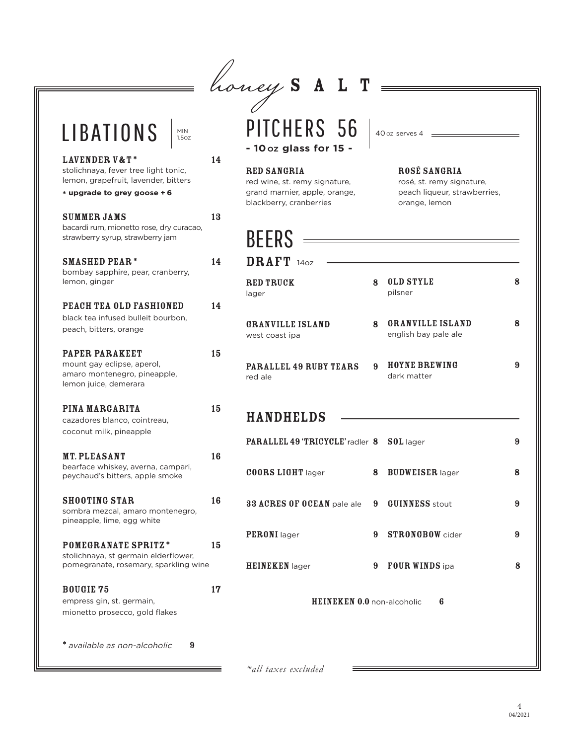# honey SALT

## LIBATIONS

MIN 1.5OZ

**LAVENDER V&T*** 14
stolichnaya, fever tree light tonic, lemon, grapefruit, lavender, bitters
**\* upgrade to grey goose + 6**

**SUMMER JAMS** 13
bacardi rum, mionetto rose, dry curacao, strawberry syrup, strawberry jam

**SMASHED PEAR*** 14
bombay sapphire, pear, cranberry, lemon, ginger

**PEACH TEA OLD FASHIONED** 14
black tea infused bulleit bourbon, peach, bitters, orange

**PAPER PARAKEET** 15
mount gay eclipse, aperol, amaro montenegro, pineapple, lemon juice, demerara

**PINA MARGARITA** 15
cazadores blanco, cointreau, coconut milk, pineapple

**MT. PLEASANT** 16
bearface whiskey, averna, campari, peychaud's bitters, apple smoke

**SHOOTING STAR** 16
sombra mezcal, amaro montenegro, pineapple, lime, egg white

**POMEGRANATE SPRITZ*** 15
stolichnaya, st germain elderflower, pomegranate, rosemary, sparkling wine

**BOUGIE 75** 17
empress gin, st. germain, mionetto prosecco, gold flakes

*\* available as non-alcoholic* **9**

## PITCHERS 56

40 oz serves 4

**- 10 oz glass for 15 -**

**RED SANGRIA**
red wine, st. remy signature, grand marnier, apple, orange, blackberry, cranberries

**ROSÉ SANGRIA**
rosé, st. remy signature, peach liqueur, strawberries, orange, lemon

## BEERS

### DRAFT 14oz

**RED TRUCK** 8
lager

**OLD STYLE** 8
pilsner

**GRANVILLE ISLAND** 8
west coast ipa

**GRANVILLE ISLAND** 8
english bay pale ale

**PARALLEL 49 RUBY TEARS** 9
red ale

**HOYNE BREWING** 9
dark matter

### HANDHELDS

**PARALLEL 49 'TRICYCLE'** radler 8

**SOL** lager 9

**COORS LIGHT** lager 8

**BUDWEISER** lager 8

**33 ACRES OF OCEAN** pale ale 9

**GUINNESS** stout 9

**PERONI** lager 9

**STRONGBOW** cider 9

**HEINEKEN** lager 9

**FOUR WINDS** ipa 8

**HEINEKEN 0.0** non-alcoholic 6

*\*all taxes excluded*